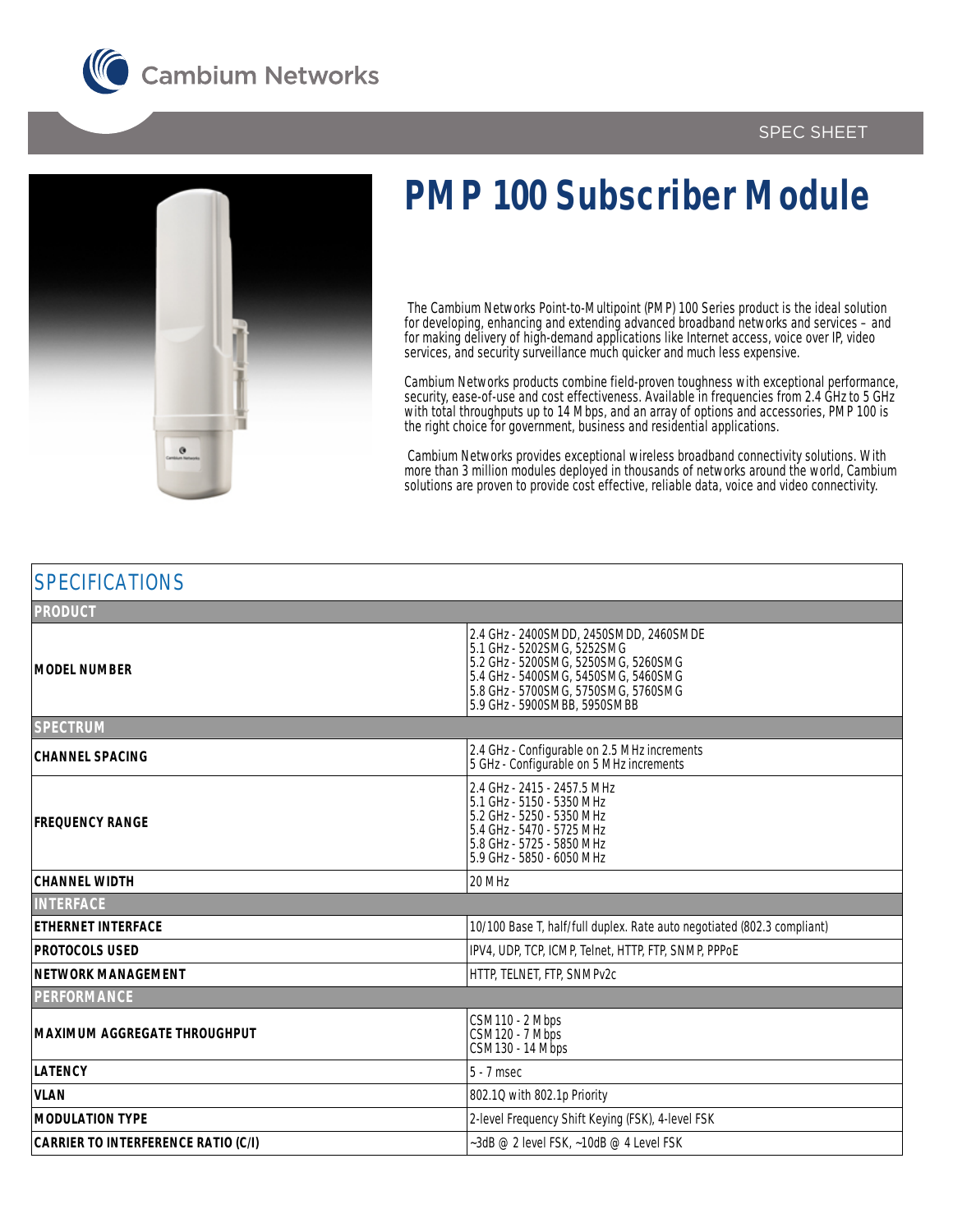SPEC SHEET

# PMP 100 Subscriber Module

The Cambium Networks Point-to-Multipoint (PMP) 100 Series product is the ideal solution for developing, enhancing and extending advanced broadband networks and services – and for making delivery of high-demand applications like Internet access, voice over IP, video services, and security surveillance much quicker and much less expensive.

Cambium Networks products combine field-proven toughness with exceptional performance, security, ease-of-use and cost effectiveness. Available in frequencies from 2.4 GHz to 5 GHz with total throughputs up to 14 Mbps, and an array of options and accessories, PMP 100 is the right choice for government, business and residential applications.

Cambium Networks provides exceptional wireless broadband connectivity solutions. With more than 3 million modules deployed in thousands of networks around the world, Cambium solutions are proven to provide cost effective, reliable data, voice and video connectivity.

## SPECIFICATIONS

| | |
|---|---|
| **PRODUCT** | |
| **MODEL NUMBER** | 2.4 GHz - 2400SMDD, 2450SMDD, 2460SMDE<br>5.1 GHz - 5202SMG, 5252SMG<br>5.2 GHz - 5200SMG, 5250SMG, 5260SMG<br>5.4 GHz - 5400SMG, 5450SMG, 5460SMG<br>5.8 GHz - 5700SMG, 5750SMG, 5760SMG<br>5.9 GHz - 5900SMBB, 5950SMBB |
| **SPECTRUM** | |
| **CHANNEL SPACING** | 2.4 GHz - Configurable on 2.5 MHz increments<br>5 GHz - Configurable on 5 MHz increments |
| **FREQUENCY RANGE** | 2.4 GHz - 2415 - 2457.5 MHz<br>5.1 GHz - 5150 - 5350 MHz<br>5.2 GHz - 5250 - 5350 MHz<br>5.4 GHz - 5470 - 5725 MHz<br>5.8 GHz - 5725 - 5850 MHz<br>5.9 GHz - 5850 - 6050 MHz |
| **CHANNEL WIDTH** | 20 MHz |
| **INTERFACE** | |
| **ETHERNET INTERFACE** | 10/100 Base T, half/full duplex. Rate auto negotiated (802.3 compliant) |
| **PROTOCOLS USED** | IPV4, UDP, TCP, ICMP, Telnet, HTTP, FTP, SNMP, PPPoE |
| **NETWORK MANAGEMENT** | HTTP, TELNET, FTP, SNMPv2c |
| **PERFORMANCE** | |
| **MAXIMUM AGGREGATE THROUGHPUT** | CSM110 - 2 Mbps<br>CSM120 - 7 Mbps<br>CSM130 - 14 Mbps |
| **LATENCY** | 5 - 7 msec |
| **VLAN** | 802.1Q with 802.1p Priority |
| **MODULATION TYPE** | 2-level Frequency Shift Keying (FSK), 4-level FSK |
| **CARRIER TO INTERFERENCE RATIO (C/I)** | ~3dB @ 2 level FSK, ~10dB @ 4 Level FSK |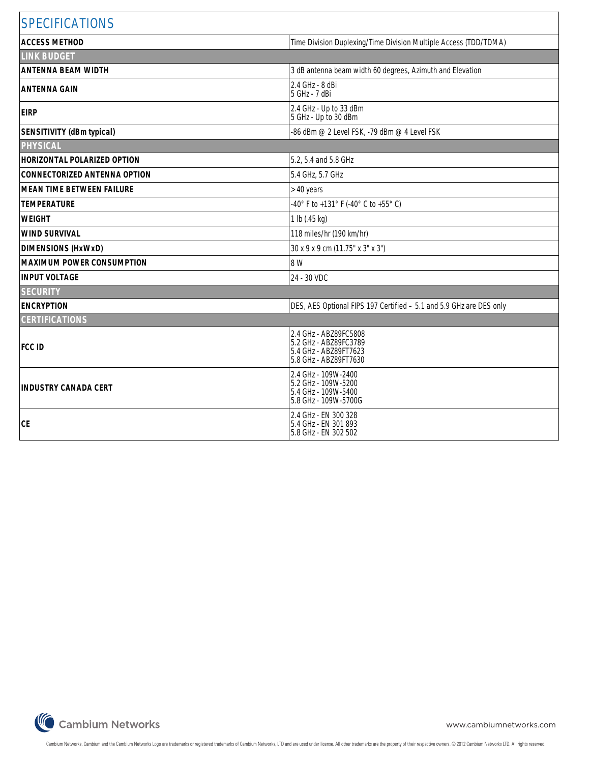## SPECIFICATIONS

| | |
|---|---|
| **ACCESS METHOD** | Time Division Duplexing/Time Division Multiple Access (TDD/TDMA) |
| **LINK BUDGET** | |
| **ANTENNA BEAM WIDTH** | 3 dB antenna beam width 60 degrees, Azimuth and Elevation |
| **ANTENNA GAIN** | 2.4 GHz - 8 dBi<br>5 GHz - 7 dBi |
| **EIRP** | 2.4 GHz - Up to 33 dBm<br>5 GHz - Up to 30 dBm |
| **SENSITIVITY (dBm typical)** | -86 dBm @ 2 Level FSK, -79 dBm @ 4 Level FSK |
| **PHYSICAL** | |
| **HORIZONTAL POLARIZED OPTION** | 5.2, 5.4 and 5.8 GHz |
| **CONNECTORIZED ANTENNA OPTION** | 5.4 GHz, 5.7 GHz |
| **MEAN TIME BETWEEN FAILURE** | > 40 years |
| **TEMPERATURE** | -40° F to +131° F (-40° C to +55° C) |
| **WEIGHT** | 1 lb (.45 kg) |
| **WIND SURVIVAL** | 118 miles/hr (190 km/hr) |
| **DIMENSIONS (HxWxD)** | 30 x 9 x 9 cm (11.75" x 3" x 3") |
| **MAXIMUM POWER CONSUMPTION** | 8 W |
| **INPUT VOLTAGE** | 24 - 30 VDC |
| **SECURITY** | |
| **ENCRYPTION** | DES, AES Optional FIPS 197 Certified – 5.1 and 5.9 GHz are DES only |
| **CERTIFICATIONS** | |
| **FCC ID** | 2.4 GHz - ABZ89FC5808<br>5.2 GHz - ABZ89FC3789<br>5.4 GHz - ABZ89FT7623<br>5.8 GHz - ABZ89FT7630 |
| **INDUSTRY CANADA CERT** | 2.4 GHz - 109W-2400<br>5.2 GHz - 109W-5200<br>5.4 GHz - 109W-5400<br>5.8 GHz - 109W-5700G |
| **CE** | 2.4 GHz - EN 300 328<br>5.4 GHz - EN 301 893<br>5.8 GHz - EN 302 502 |

Cambium Networks

www.cambiumnetworks.com

Cambium Networks, Cambium and the Cambium Networks Logo are trademarks or registered trademarks of Cambium Networks, LTD and are used under license. All other trademarks are the property of their respective owners. © 2012 Cambium Networks LTD. All rights reserved.